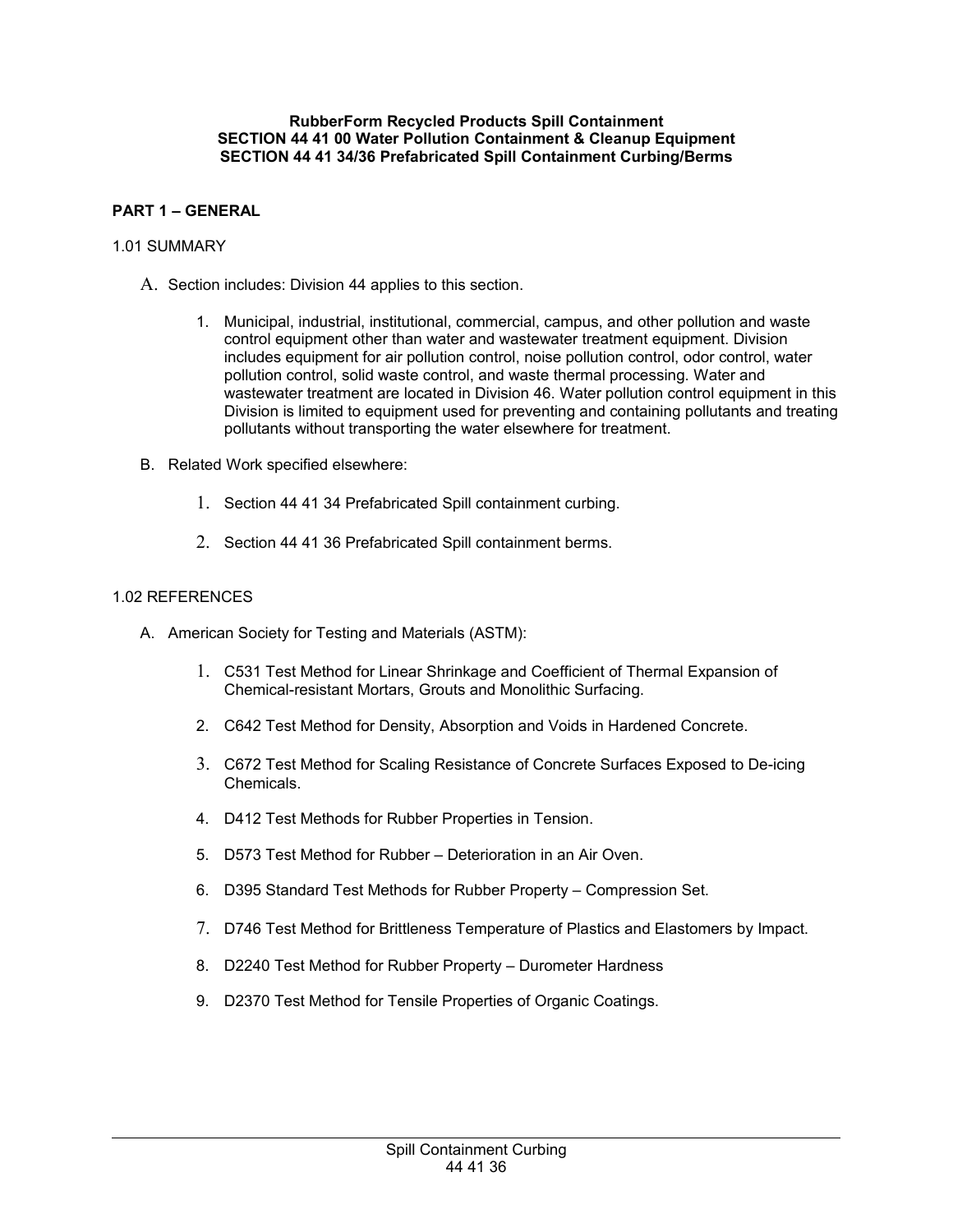**RubberForm Recycled Products Spill Containment**
**SECTION 44 41 00 Water Pollution Containment & Cleanup Equipment**
**SECTION 44 41 34/36 Prefabricated Spill Containment Curbing/Berms**

## PART 1 – GENERAL

### 1.01 SUMMARY

A. Section includes: Division 44 applies to this section.

1. Municipal, industrial, institutional, commercial, campus, and other pollution and waste control equipment other than water and wastewater treatment equipment. Division includes equipment for air pollution control, noise pollution control, odor control, water pollution control, solid waste control, and waste thermal processing. Water and wastewater treatment are located in Division 46. Water pollution control equipment in this Division is limited to equipment used for preventing and containing pollutants and treating pollutants without transporting the water elsewhere for treatment.

B. Related Work specified elsewhere:

1. Section 44 41 34 Prefabricated Spill containment curbing.
2. Section 44 41 36 Prefabricated Spill containment berms.

### 1.02 REFERENCES

A. American Society for Testing and Materials (ASTM):

1. C531 Test Method for Linear Shrinkage and Coefficient of Thermal Expansion of Chemical-resistant Mortars, Grouts and Monolithic Surfacing.
2. C642 Test Method for Density, Absorption and Voids in Hardened Concrete.
3. C672 Test Method for Scaling Resistance of Concrete Surfaces Exposed to De-icing Chemicals.
4. D412 Test Methods for Rubber Properties in Tension.
5. D573 Test Method for Rubber – Deterioration in an Air Oven.
6. D395 Standard Test Methods for Rubber Property – Compression Set.
7. D746 Test Method for Brittleness Temperature of Plastics and Elastomers by Impact.
8. D2240 Test Method for Rubber Property – Durometer Hardness
9. D2370 Test Method for Tensile Properties of Organic Coatings.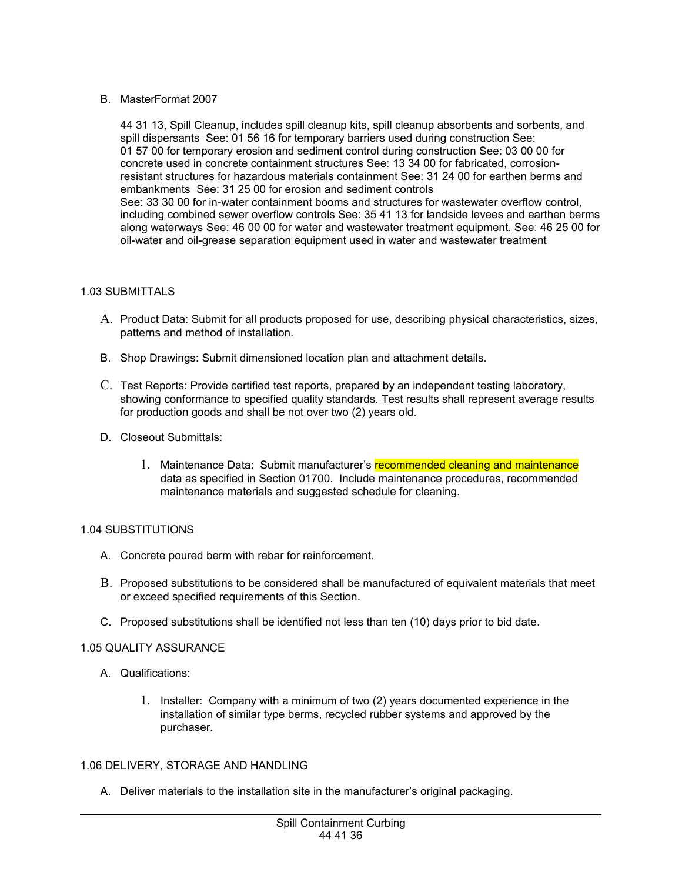B. MasterFormat 2007

44 31 13, Spill Cleanup, includes spill cleanup kits, spill cleanup absorbents and sorbents, and spill dispersants  See: 01 56 16 for temporary barriers used during construction See: 01 57 00 for temporary erosion and sediment control during construction See: 03 00 00 for concrete used in concrete containment structures See: 13 34 00 for fabricated, corrosion-resistant structures for hazardous materials containment See: 31 24 00 for earthen berms and embankments  See: 31 25 00 for erosion and sediment controls
See: 33 30 00 for in-water containment booms and structures for wastewater overflow control, including combined sewer overflow controls See: 35 41 13 for landside levees and earthen berms along waterways See: 46 00 00 for water and wastewater treatment equipment. See: 46 25 00 for oil-water and oil-grease separation equipment used in water and wastewater treatment

## 1.03 SUBMITTALS

A. Product Data: Submit for all products proposed for use, describing physical characteristics, sizes, patterns and method of installation.

B. Shop Drawings: Submit dimensioned location plan and attachment details.

C. Test Reports: Provide certified test reports, prepared by an independent testing laboratory, showing conformance to specified quality standards. Test results shall represent average results for production goods and shall be not over two (2) years old.

D. Closeout Submittals:

1. Maintenance Data:  Submit manufacturer's recommended cleaning and maintenance data as specified in Section 01700.  Include maintenance procedures, recommended maintenance materials and suggested schedule for cleaning.

## 1.04 SUBSTITUTIONS

A. Concrete poured berm with rebar for reinforcement.

B. Proposed substitutions to be considered shall be manufactured of equivalent materials that meet or exceed specified requirements of this Section.

C. Proposed substitutions shall be identified not less than ten (10) days prior to bid date.

## 1.05 QUALITY ASSURANCE

A. Qualifications:

1. Installer:  Company with a minimum of two (2) years documented experience in the installation of similar type berms, recycled rubber systems and approved by the purchaser.

## 1.06 DELIVERY, STORAGE AND HANDLING

A. Deliver materials to the installation site in the manufacturer's original packaging.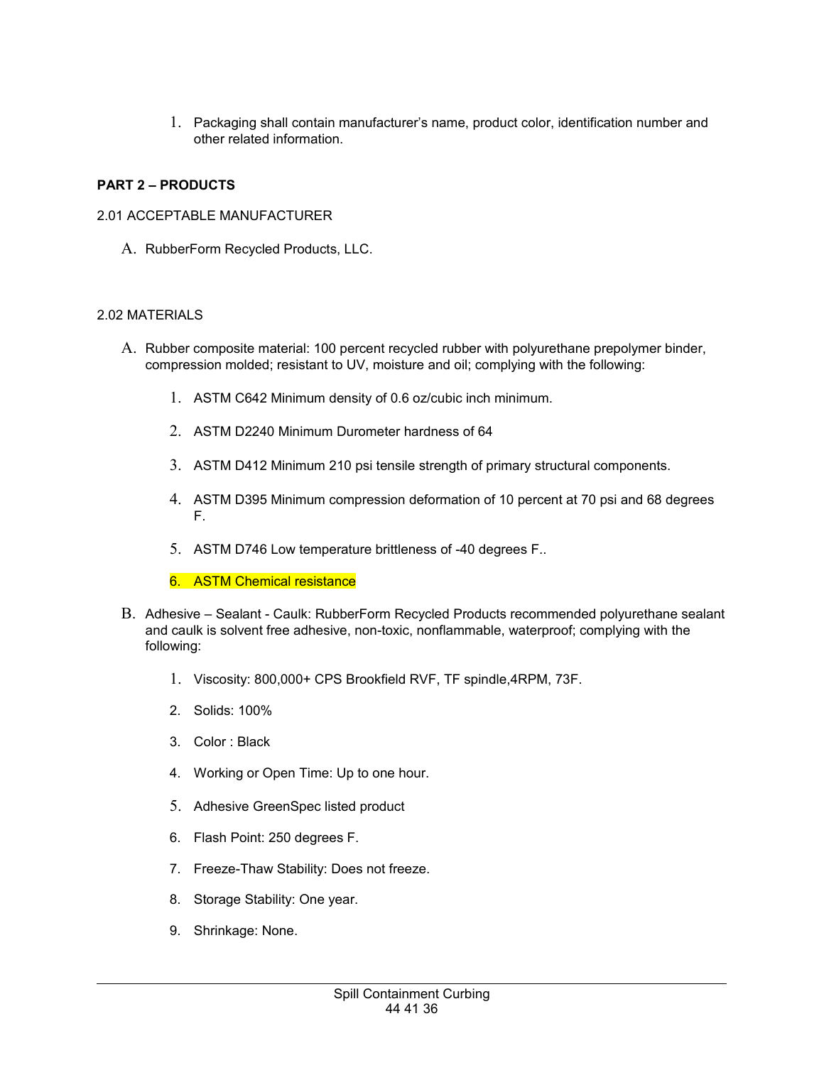1. Packaging shall contain manufacturer's name, product color, identification number and other related information.

**PART 2 – PRODUCTS**

2.01 ACCEPTABLE MANUFACTURER

A. RubberForm Recycled Products, LLC.

2.02 MATERIALS

A. Rubber composite material: 100 percent recycled rubber with polyurethane prepolymer binder, compression molded; resistant to UV, moisture and oil; complying with the following:

   1. ASTM C642 Minimum density of 0.6 oz/cubic inch minimum.
   2. ASTM D2240 Minimum Durometer hardness of 64
   3. ASTM D412 Minimum 210 psi tensile strength of primary structural components.
   4. ASTM D395 Minimum compression deformation of 10 percent at 70 psi and 68 degrees F.
   5. ASTM D746 Low temperature brittleness of -40 degrees F..
   6. ASTM Chemical resistance

B. Adhesive – Sealant - Caulk: RubberForm Recycled Products recommended polyurethane sealant and caulk is solvent free adhesive, non-toxic, nonflammable, waterproof; complying with the following:

   1. Viscosity: 800,000+ CPS Brookfield RVF, TF spindle,4RPM, 73F.
   2. Solids: 100%
   3. Color : Black
   4. Working or Open Time: Up to one hour.
   5. Adhesive GreenSpec listed product
   6. Flash Point: 250 degrees F.
   7. Freeze-Thaw Stability: Does not freeze.
   8. Storage Stability: One year.
   9. Shrinkage: None.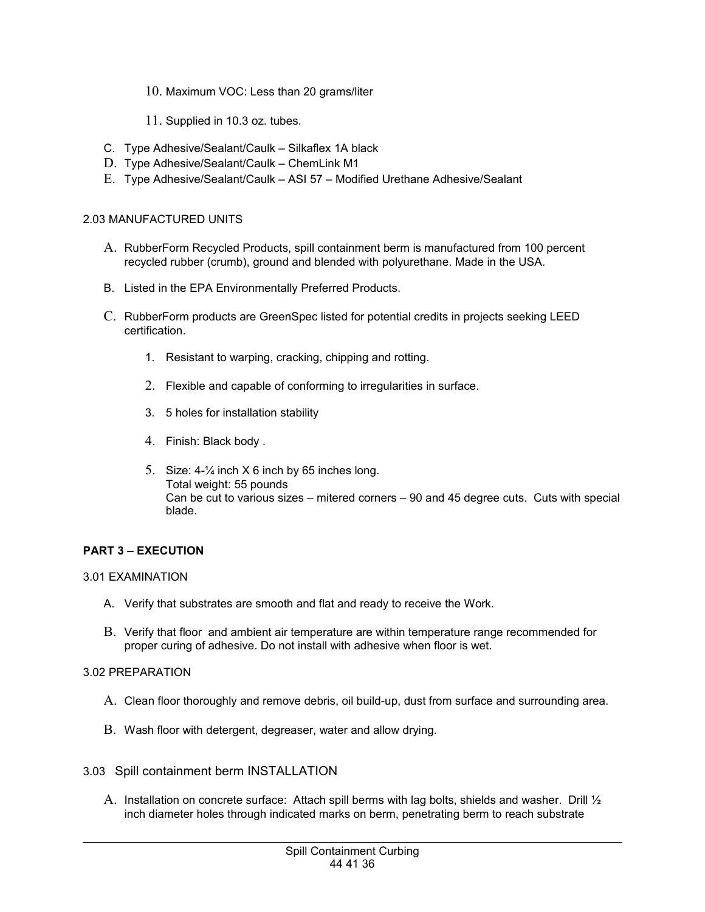10. Maximum VOC: Less than 20 grams/liter

11. Supplied in 10.3 oz. tubes.

C. Type Adhesive/Sealant/Caulk – Silkaflex 1A black
D. Type Adhesive/Sealant/Caulk – ChemLink M1
E. Type Adhesive/Sealant/Caulk – ASI 57 – Modified Urethane Adhesive/Sealant

2.03 MANUFACTURED UNITS

A. RubberForm Recycled Products, spill containment berm is manufactured from 100 percent recycled rubber (crumb), ground and blended with polyurethane. Made in the USA.

B. Listed in the EPA Environmentally Preferred Products.

C. RubberForm products are GreenSpec listed for potential credits in projects seeking LEED certification.

1. Resistant to warping, cracking, chipping and rotting.

2. Flexible and capable of conforming to irregularities in surface.

3. 5 holes for installation stability

4. Finish: Black body .

5. Size: 4-¼ inch X 6 inch by 65 inches long.
   Total weight: 55 pounds
   Can be cut to various sizes – mitered corners – 90 and 45 degree cuts. Cuts with special blade.

**PART 3 – EXECUTION**

3.01 EXAMINATION

A. Verify that substrates are smooth and flat and ready to receive the Work.

B. Verify that floor and ambient air temperature are within temperature range recommended for proper curing of adhesive. Do not install with adhesive when floor is wet.

3.02 PREPARATION

A. Clean floor thoroughly and remove debris, oil build-up, dust from surface and surrounding area.

B. Wash floor with detergent, degreaser, water and allow drying.

3.03 Spill containment berm INSTALLATION

A. Installation on concrete surface: Attach spill berms with lag bolts, shields and washer. Drill ½ inch diameter holes through indicated marks on berm, penetrating berm to reach substrate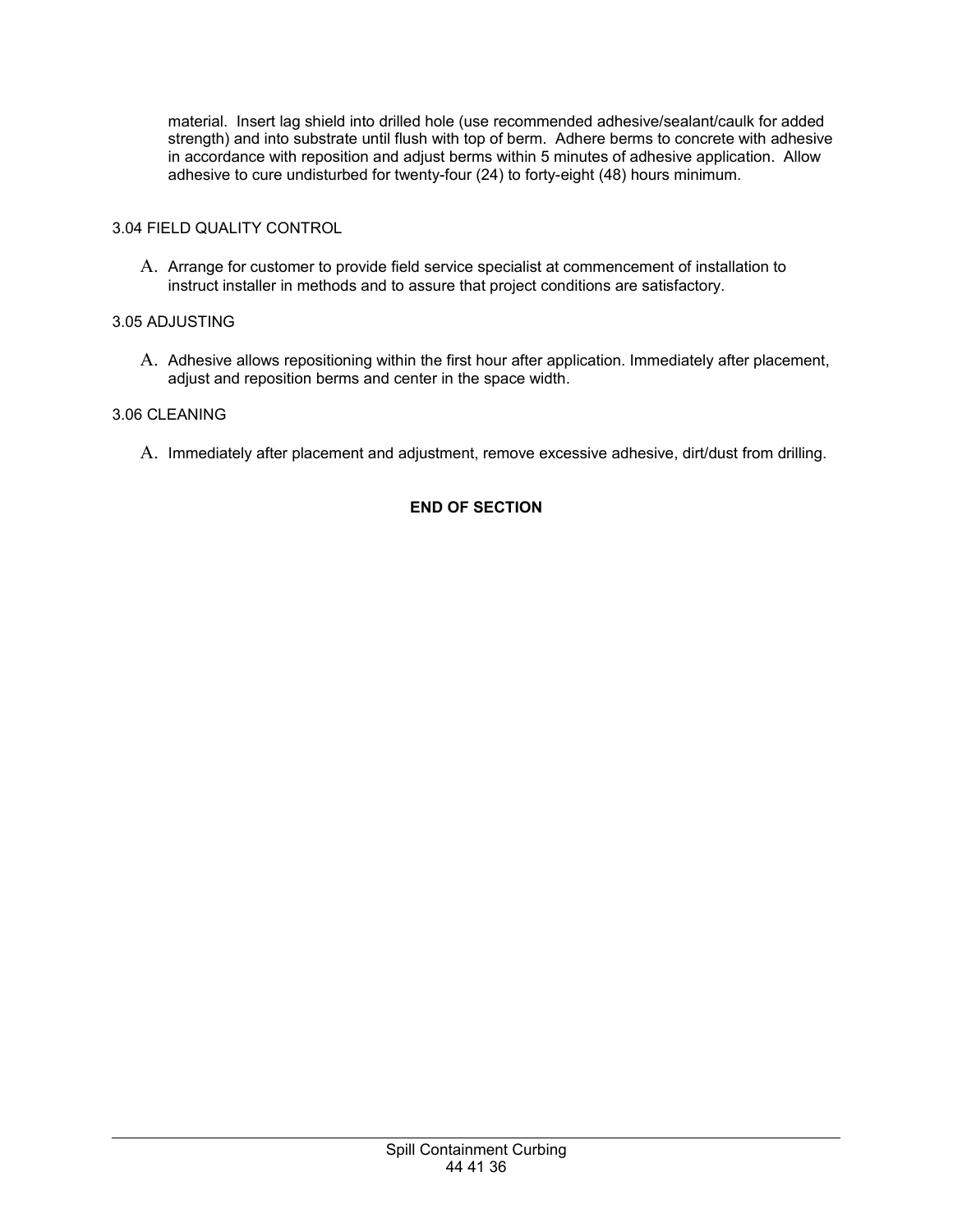material. Insert lag shield into drilled hole (use recommended adhesive/sealant/caulk for added strength) and into substrate until flush with top of berm. Adhere berms to concrete with adhesive in accordance with reposition and adjust berms within 5 minutes of adhesive application. Allow adhesive to cure undisturbed for twenty-four (24) to forty-eight (48) hours minimum.

3.04 FIELD QUALITY CONTROL

A. Arrange for customer to provide field service specialist at commencement of installation to instruct installer in methods and to assure that project conditions are satisfactory.

3.05 ADJUSTING

A. Adhesive allows repositioning within the first hour after application. Immediately after placement, adjust and reposition berms and center in the space width.

3.06 CLEANING

A. Immediately after placement and adjustment, remove excessive adhesive, dirt/dust from drilling.

**END OF SECTION**